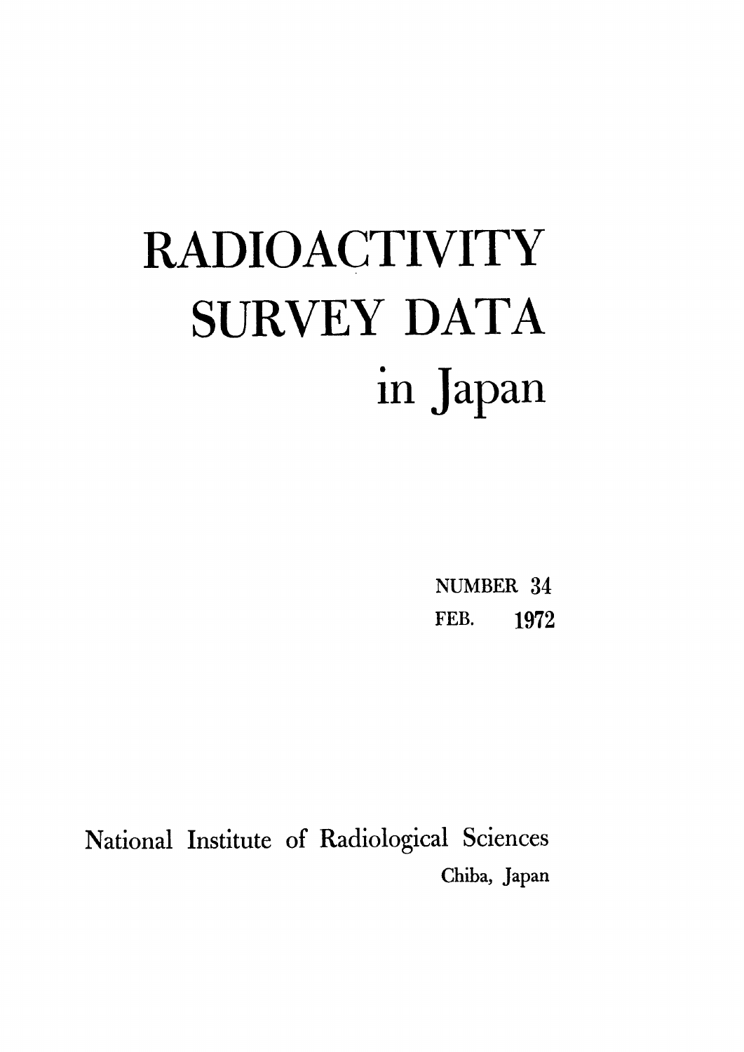# RADIOACTIVITY SURVEY DATA in Japan

NUMBER 34

FEB. 1972

National Institute of Radiological Sciences

Chiba, Japan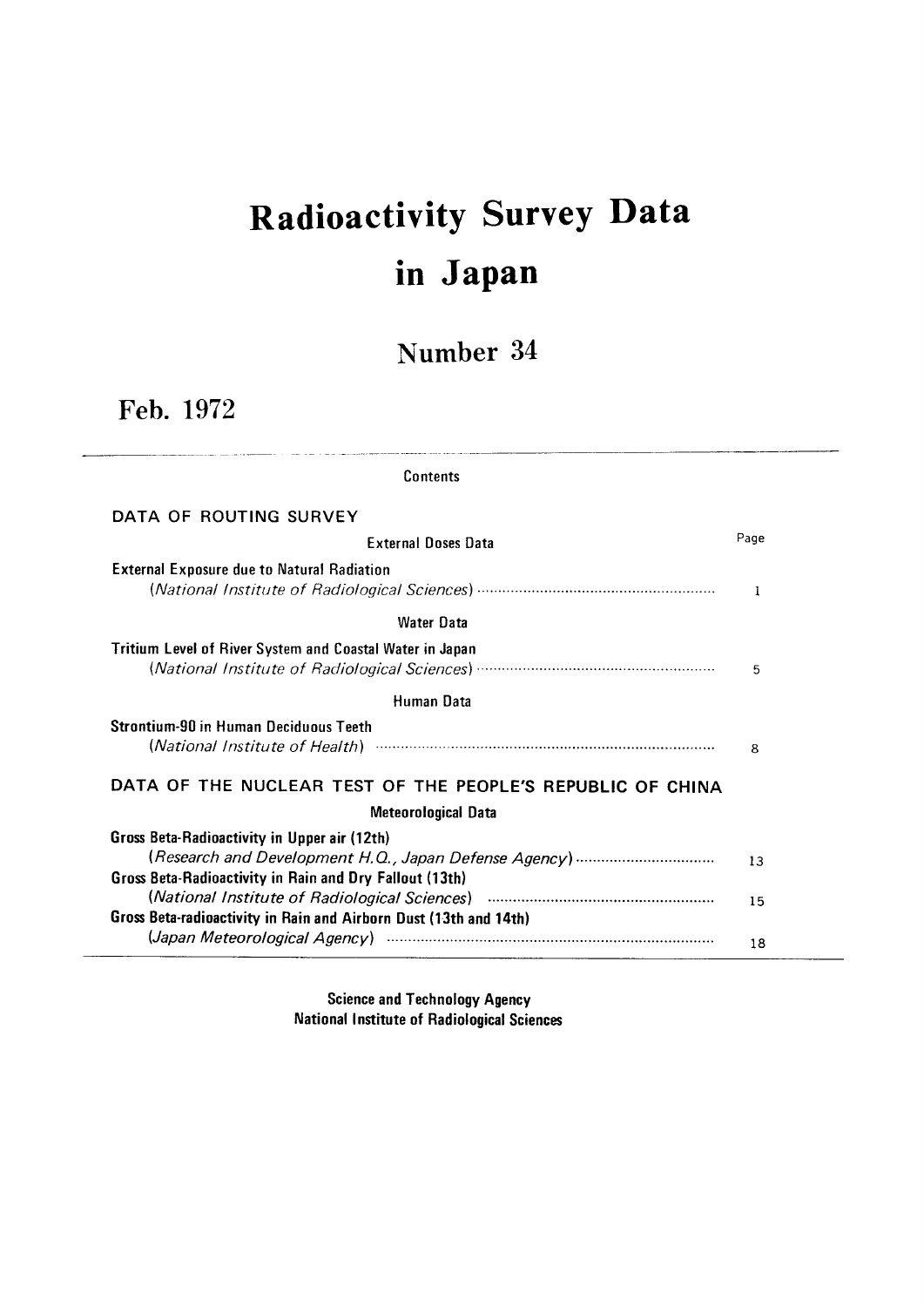# Radioactivity Survey Data in Japan

## Number 34

### Feb. 1972

Contents

| | Page |
|---|---|
| **DATA OF ROUTING SURVEY** | |
| External Doses Data | |
| **External Exposure due to Natural Radiation** | |
| (*National Institute of Radiological Sciences*) | 1 |
| Water Data | |
| **Tritium Level of River System and Coastal Water in Japan** | |
| (*National Institute of Radiological Sciences*) | 5 |
| Human Data | |
| **Strontium-90 in Human Deciduous Teeth** | |
| (*National Institute of Health*) | 8 |
| **DATA OF THE NUCLEAR TEST OF THE PEOPLE'S REPUBLIC OF CHINA** | |
| Meteorological Data | |
| **Gross Beta-Radioactivity in Upper air (12th)** | |
| (*Research and Development H.Q., Japan Defense Agency*) | 13 |
| **Gross Beta-Radioactivity in Rain and Dry Fallout (13th)** | |
| (*National Institute of Radiological Sciences*) | 15 |
| **Gross Beta-radioactivity in Rain and Airborn Dust (13th and 14th)** | |
| (*Japan Meteorological Agency*) | 18 |

**Science and Technology Agency**
**National Institute of Radiological Sciences**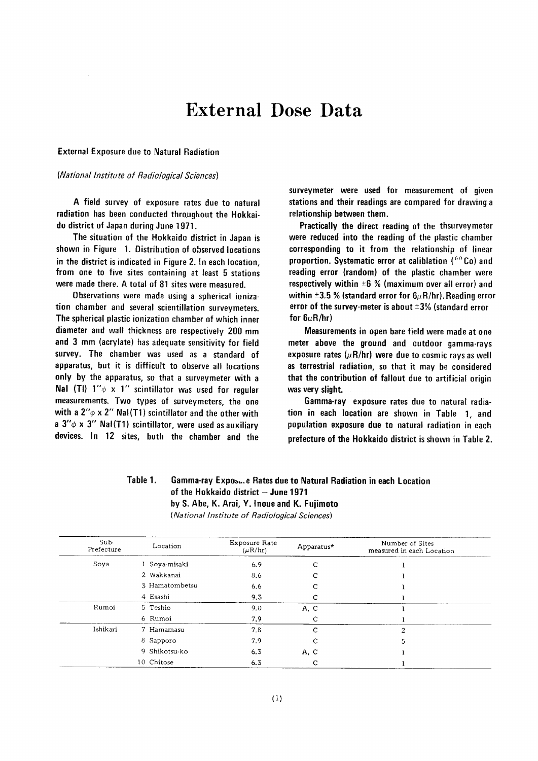# External Dose Data

## External Exposure due to Natural Radiation

*(National Institute of Radiological Sciences)*

A field survey of exposure rates due to natural radiation has been conducted throughout the Hokkaido district of Japan during June 1971.

The situation of the Hokkaido district in Japan is shown in Figure 1. Distribution of observed locations in the district is indicated in Figure 2. In each location, from one to five sites containing at least 5 stations were made there. A total of 81 sites were measured.

Observations were made using a spherical ionization chamber and several scientillation surveymeters. The spherical plastic ionization chamber of which inner diameter and wall thickness are respectively 200 mm and 3 mm (acrylate) has adequate sensitivity for field survey. The chamber was used as a standard of apparatus, but it is difficult to observe all locations only by the apparatus, so that a surveymeter with a NaI (Tl) 1"$\phi$ x 1" scintillator was used for regular measurements. Two types of surveymeters, the one with a 2"$\phi$ x 2" NaI(T1) scintillator and the other with a 3"$\phi$ x 3" NaI(T1) scintillator, were used as auxiliary devices. In 12 sites, both the chamber and the surveymeter were used for measurement of given stations and their readings are compared for drawing a relationship between them.

Practically the direct reading of the thsurveymeter were reduced into the reading of the plastic chamber corresponding to it from the relationship of linear proportion. Systematic error at caliblation ($^{60}$Co) and reading error (random) of the plastic chamber were respectively within ±6 % (maximum over all error) and within ±3.5 % (standard error for 6$\mu$R/hr). Reading error error of the survey-meter is about ±3% (standard error for 6$\mu$R/hr)

Measurements in open bare field were made at one meter above the ground and outdoor gamma-rays exposure rates ($\mu$R/hr) were due to cosmic rays as well as terrestrial radiation, so that it may be considered that the contribution of fallout due to artificial origin was very slight.

Gamma-ray exposure rates due to natural radiation in each location are shown in Table 1, and population exposure due to natural radiation in each prefecture of the Hokkaido district is shown in Table 2.

**Table 1. Gamma-ray Expos...e Rates due to Natural Radiation in each Location of the Hokkaido district – June 1971**
**by S. Abe, K. Arai, Y. Inoue and K. Fujimoto**
*(National Institute of Radiological Sciences)*

| Sub-Prefecture | Location | Exposure Rate ($\mu$R/hr) | Apparatus* | Number of Sites measured in each Location |
|---|---|---|---|---|
| Soya | 1 Soya-misaki | 6.9 | C | 1 |
| | 2 Wakkanai | 8.6 | C | 1 |
| | 3 Hamatombetsu | 6.6 | C | 1 |
| | 4 Esashi | 9.3 | C | 1 |
| Rumoi | 5 Teshio | 9.0 | A, C | 1 |
| | 6 Rumoi | 7.9 | C | 1 |
| Ishikari | 7 Hamamasu | 7.8 | C | 2 |
| | 8 Sapporo | 7.9 | C | 5 |
| | 9 Shikotsu-ko | 6.3 | A, C | 1 |
| | 10 Chitose | 6.3 | C | 1 |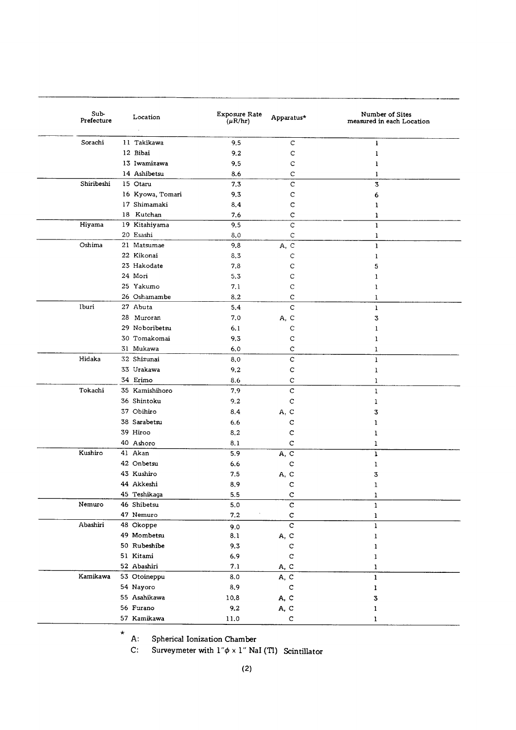| Sub-Prefecture | Location | Exposure Rate (μR/hr) | Apparatus* | Number of Sites measured in each Location |
|---|---|---|---|---|
| Sorachi | 11 Takikawa | 9.5 | C | 1 |
| | 12 Bibai | 9.2 | C | 1 |
| | 13 Iwamizawa | 9.5 | C | 1 |
| | 14 Ashibetsu | 8.6 | C | 1 |
| Shiribeshi | 15 Otaru | 7.3 | C | 3 |
| | 16 Kyowa, Tomari | 9.3 | C | 6 |
| | 17 Shimamaki | 8.4 | C | 1 |
| | 18 Kutchan | 7.6 | C | 1 |
| Hiyama | 19 Kitahiyama | 9.5 | C | 1 |
| | 20 Esashi | 8.0 | C | 1 |
| Oshima | 21 Matsumae | 9.8 | A, C | 1 |
| | 22 Kikonai | 8.3 | C | 1 |
| | 23 Hakodate | 7.8 | C | 5 |
| | 24 Mori | 5.3 | C | 1 |
| | 25 Yakumo | 7.1 | C | 1 |
| | 26 Oshamambe | 8.2 | C | 1 |
| Iburi | 27 Abuta | 5.4 | C | 1 |
| | 28 Muroran | 7.0 | A, C | 3 |
| | 29 Noboribetsu | 6.1 | C | 1 |
| | 30 Tomakomai | 9.3 | C | 1 |
| | 31 Mukawa | 6.0 | C | 1 |
| Hidaka | 32 Shizunai | 8.0 | C | 1 |
| | 33 Urakawa | 9.2 | C | 1 |
| | 34 Erimo | 8.6 | C | 1 |
| Tokachi | 35 Kamishihoro | 7.9 | C | 1 |
| | 36 Shintoku | 9.2 | C | 1 |
| | 37 Obihiro | 8.4 | A, C | 3 |
| | 38 Sarabetsu | 6.6 | C | 1 |
| | 39 Hiroo | 8.2 | C | 1 |
| | 40 Ashoro | 8.1 | C | 1 |
| Kushiro | 41 Akan | 5.9 | A, C | 1 |
| | 42 Onbetsu | 6.6 | C | 1 |
| | 43 Kushiro | 7.5 | A, C | 3 |
| | 44 Akkeshi | 8.9 | C | 1 |
| | 45 Teshikaga | 5.5 | C | 1 |
| Nemuro | 46 Shibetsu | 5.0 | C | 1 |
| | 47 Nemuro | 7.2 | C | 1 |
| Abashiri | 48 Okoppe | 9.0 | C | 1 |
| | 49 Mombetsu | 8.1 | A, C | 1 |
| | 50 Rubeshibe | 9.3 | C | 1 |
| | 51 Kitami | 6.9 | C | 1 |
| | 52 Abashiri | 7.1 | A, C | 1 |
| Kamikawa | 53 Otoineppu | 8.0 | A, C | 1 |
| | 54 Nayoro | 8.9 | C | 1 |
| | 55 Asahikawa | 10.8 | A, C | 3 |
| | 56 Furano | 9.2 | A, C | 1 |
| | 57 Kamikawa | 11.0 | C | 1 |

\* A: Spherical Ionization Chamber
C: Surveymeter with 1"ϕ × 1" NaI (Tl) Scintillator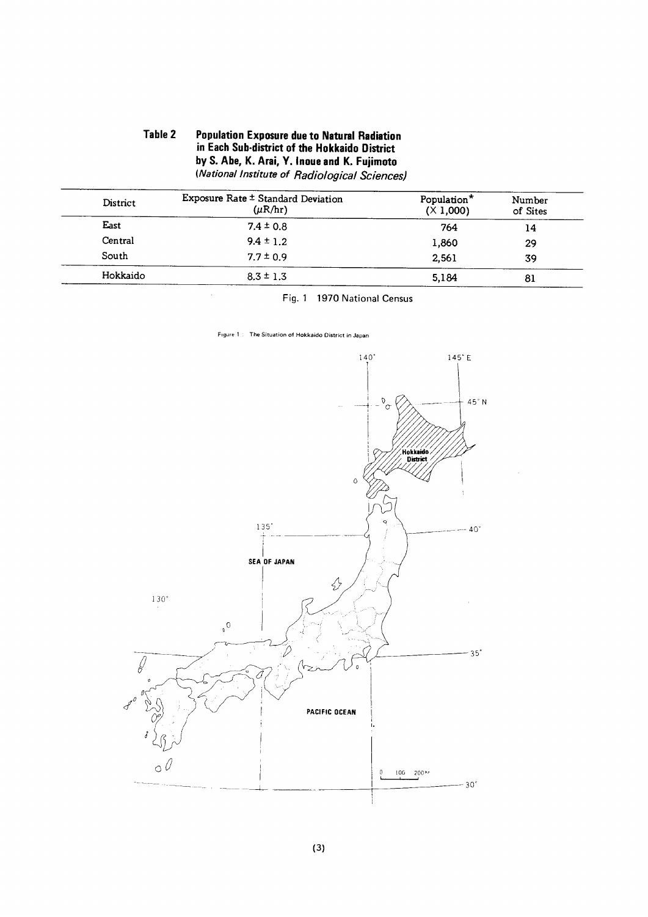**Table 2 Population Exposure due to Natural Radiation in Each Sub-district of the Hokkaido District by S. Abe, K. Arai, Y. Inoue and K. Fujimoto**
*(National Institute of Radiological Sciences)*

| District | Exposure Rate ± Standard Deviation ($\mu$R/hr) | Population* (× 1,000) | Number of Sites |
|---|---|---|---|
| East | 7.4 ± 0.8 | 764 | 14 |
| Central | 9.4 ± 1.2 | 1,860 | 29 |
| South | 7.7 ± 0.9 | 2,561 | 39 |
| Hokkaido | 8.3 ± 1.3 | 5,184 | 81 |

Fig. 1 1970 National Census

Figure 1 : The Situation of Hokkaido District in Japan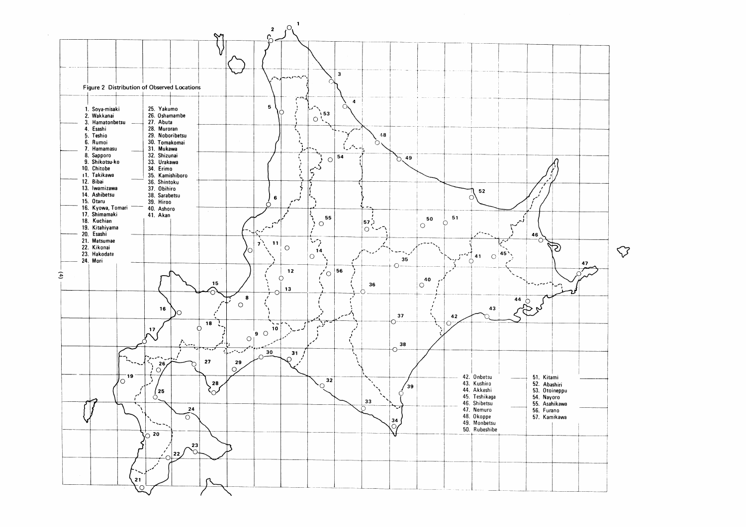Figure 2 Distribution of Observed Locations

1. Soya-misaki
2. Wakkanai
3. Hamatonbetsu
4. Esashi
5. Teshio
6. Rumoi
7. Hamamasu
8. Sapporo
9. Shikotsu-ko
10. Chitobe
11. Takikawa
12. Bibai
13. Iwamizawa
14. Ashibetsu
15. Otaru
16. Kyowa, Tomari
17. Shimamaki
18. Kuchian
19. Kitahiyama
20. Esashi
21. Matsumae
22. Kikonai
23. Hakodate
24. Mori
25. Yakumo
26. Oshamambe
27. Abuta
28. Muroran
29. Noboribetsu
30. Tomakomai
31. Mukawa
32. Shizunai
33. Urakawa
34. Erimo
35. Kamishiboro
36. Shintoku
37. Obihiro
38. Sarabetsu
39. Hiroo
40. Ashoro
41. Akan
42. Onbetsu
43. Kushiro
44. Akkeshi
45. Teshikaga
46. Shibetsu
47. Nemuro
48. Okoppe
49. Monbetsu
50. Rubeshibe
51. Kitami
52. Abashiri
53. Otoineppu
54. Nayoro
55. Asahikawa
56. Furano
57. Kamikawa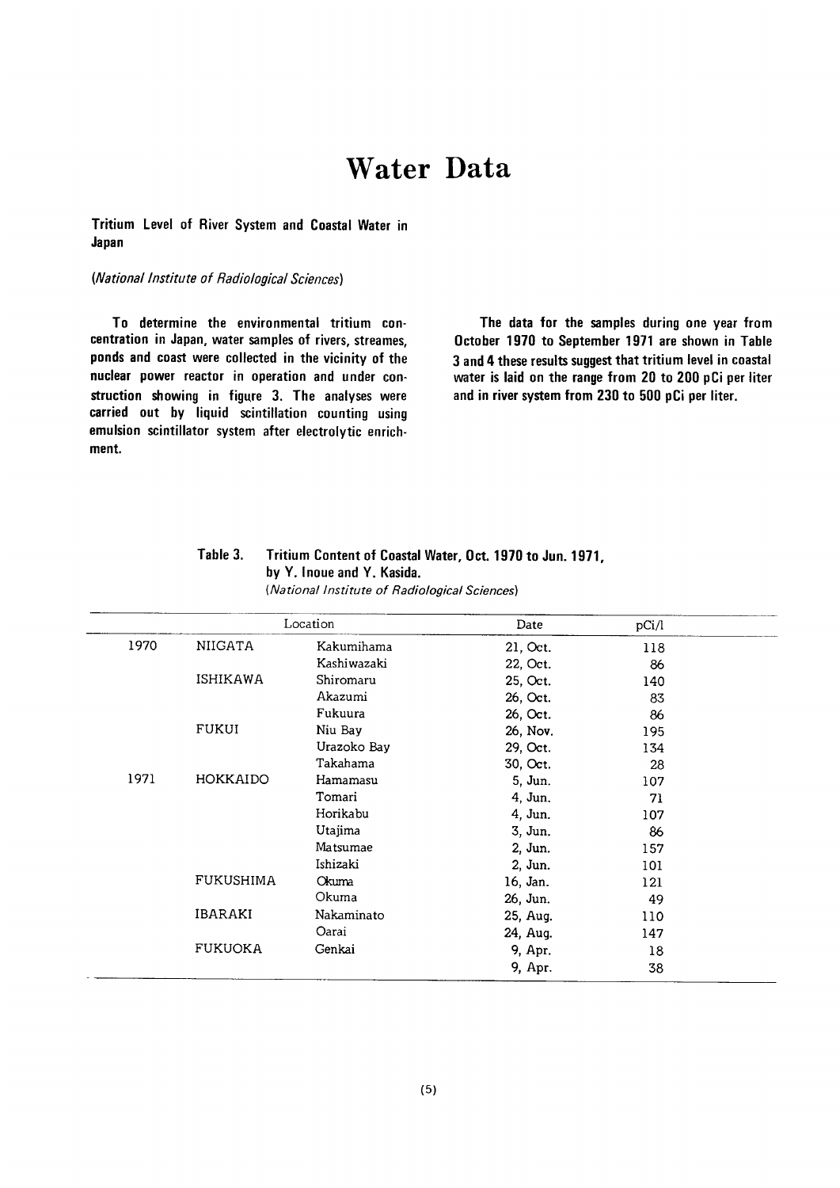# Water Data

**Tritium Level of River System and Coastal Water in Japan**

*(National Institute of Radiological Sciences)*

**To determine the environmental tritium concentration in Japan, water samples of rivers, streames, ponds and coast were collected in the vicinity of the nuclear power reactor in operation and under construction showing in figure 3. The analyses were carried out by liquid scintillation counting using emulsion scintillator system after electrolytic enrichment.**

**The data for the samples during one year from October 1970 to September 1971 are shown in Table 3 and 4 these results suggest that tritium level in coastal water is laid on the range from 20 to 200 pCi per liter and in river system from 230 to 500 pCi per liter.**

**Table 3. Tritium Content of Coastal Water, Oct. 1970 to Jun. 1971, by Y. Inoue and Y. Kasida.**
*(National Institute of Radiological Sciences)*

| Location | | | Date | pCi/l |
|---|---|---|---|---|
| 1970 | NIIGATA | Kakumihama | 21, Oct. | 118 |
| | | Kashiwazaki | 22, Oct. | 86 |
| | ISHIKAWA | Shiromaru | 25, Oct. | 140 |
| | | Akazumi | 26, Oct. | 83 |
| | | Fukuura | 26, Oct. | 86 |
| | FUKUI | Niu Bay | 26, Nov. | 195 |
| | | Urazoko Bay | 29, Oct. | 134 |
| | | Takahama | 30, Oct. | 28 |
| 1971 | HOKKAIDO | Hamamasu | 5, Jun. | 107 |
| | | Tomari | 4, Jun. | 71 |
| | | Horikabu | 4, Jun. | 107 |
| | | Utajima | 3, Jun. | 86 |
| | | Matsumae | 2, Jun. | 157 |
| | | Ishizaki | 2, Jun. | 101 |
| | FUKUSHIMA | Okuma | 16, Jan. | 121 |
| | | Okuma | 26, Jun. | 49 |
| | IBARAKI | Nakaminato | 25, Aug. | 110 |
| | | Oarai | 24, Aug. | 147 |
| | FUKUOKA | Genkai | 9, Apr. | 18 |
| | | | 9, Apr. | 38 |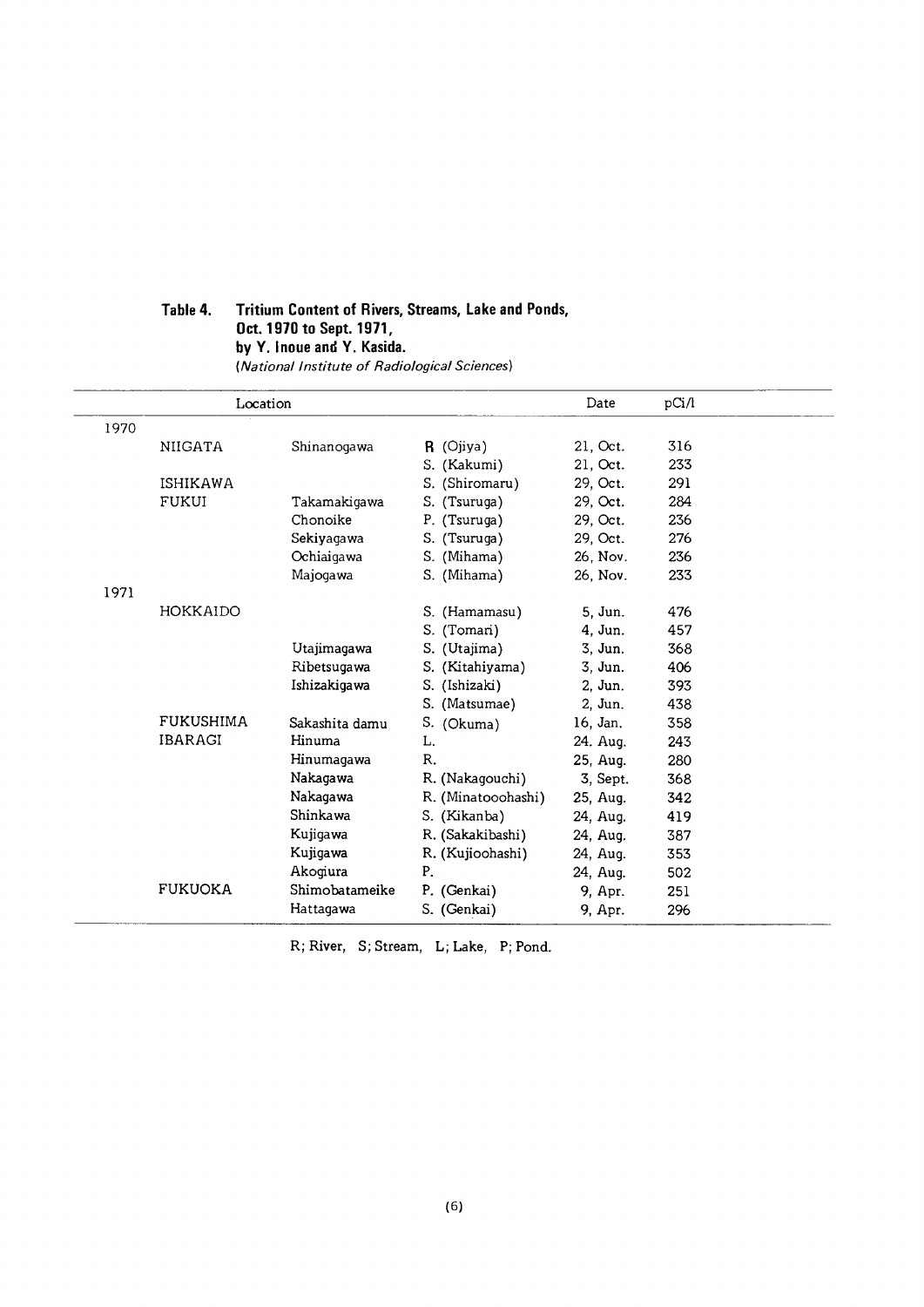**Table 4. Tritium Content of Rivers, Streams, Lake and Ponds, Oct. 1970 to Sept. 1971, by Y. Inoue and Y. Kasida.**
*(National Institute of Radiological Sciences)*

| Location | | | | Date | pCi/l |
|---|---|---|---|---|---|
| 1970 | | | | | |
| | NIIGATA | Shinanogawa | R (Ojiya) | 21, Oct. | 316 |
| | | | S. (Kakumi) | 21, Oct. | 233 |
| | ISHIKAWA | | S. (Shiromaru) | 29, Oct. | 291 |
| | FUKUI | Takamakigawa | S. (Tsuruga) | 29, Oct. | 284 |
| | | Chonoike | P. (Tsuruga) | 29, Oct. | 236 |
| | | Sekiyagawa | S. (Tsuruga) | 29, Oct. | 276 |
| | | Ochiaigawa | S. (Mihama) | 26, Nov. | 236 |
| | | Majogawa | S. (Mihama) | 26, Nov. | 233 |
| 1971 | | | | | |
| | HOKKAIDO | | S. (Hamamasu) | 5, Jun. | 476 |
| | | | S. (Tomari) | 4, Jun. | 457 |
| | | Utajimagawa | S. (Utajima) | 3, Jun. | 368 |
| | | Ribetsugawa | S. (Kitahiyama) | 3, Jun. | 406 |
| | | Ishizakigawa | S. (Ishizaki) | 2, Jun. | 393 |
| | | | S. (Matsumae) | 2, Jun. | 438 |
| | FUKUSHIMA | Sakashita damu | S. (Okuma) | 16, Jan. | 358 |
| | IBARAGI | Hinuma | L. | 24. Aug. | 243 |
| | | Hinumagawa | R. | 25, Aug. | 280 |
| | | Nakagawa | R. (Nakagouchi) | 3, Sept. | 368 |
| | | Nakagawa | R. (Minatooohashi) | 25, Aug. | 342 |
| | | Shinkawa | S. (Kikanba) | 24, Aug. | 419 |
| | | Kujigawa | R. (Sakakibashi) | 24, Aug. | 387 |
| | | Kujigawa | R. (Kujioohashi) | 24, Aug. | 353 |
| | | Akogiura | P. | 24, Aug. | 502 |
| | FUKUOKA | Shimobatameike | P. (Genkai) | 9, Apr. | 251 |
| | | Hattagawa | S. (Genkai) | 9, Apr. | 296 |

R; River, S; Stream, L; Lake, P; Pond.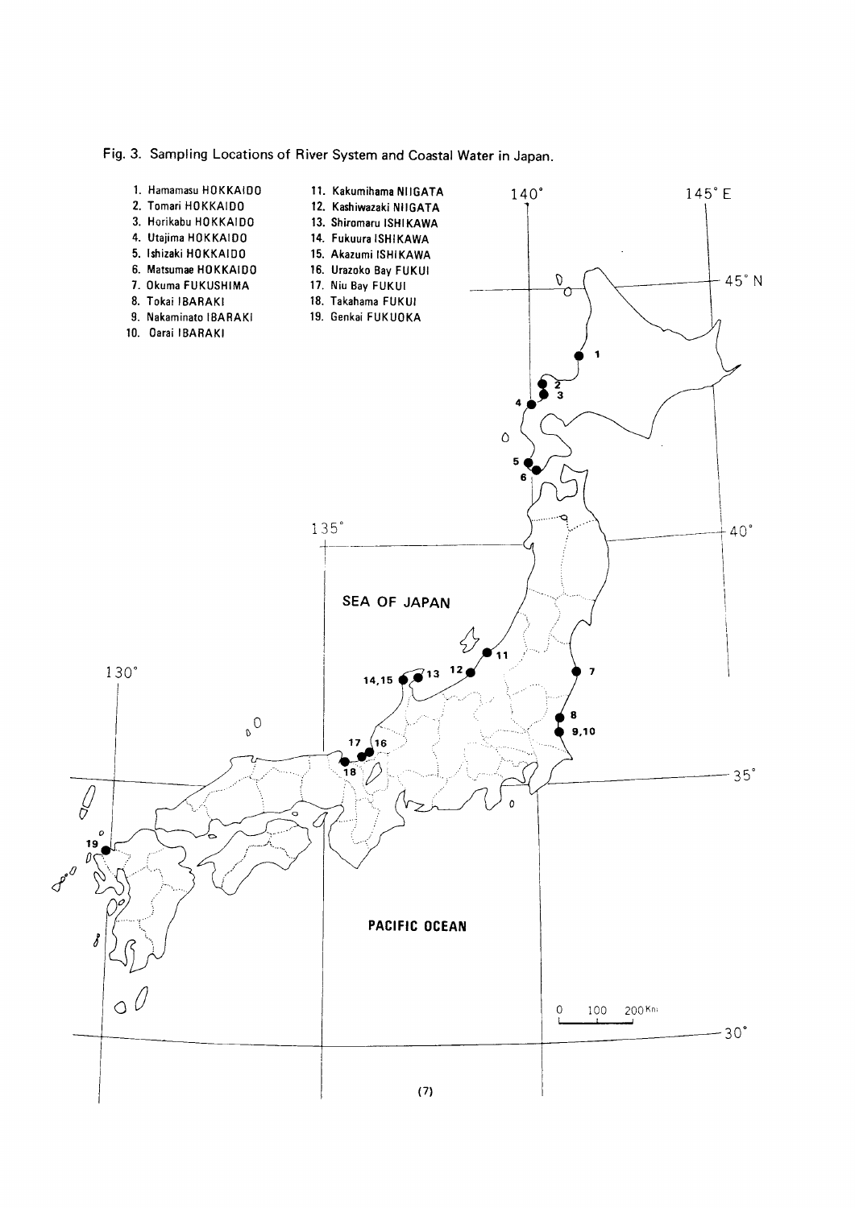Fig. 3. Sampling Locations of River System and Coastal Water in Japan.

1. Hamamasu HOKKAIDO
2. Tomari HOKKAIDO
3. Horikabu HOKKAIDO
4. Utajima HOKKAIDO
5. Ishizaki HOKKAIDO
6. Matsumae HOKKAIDO
7. Okuma FUKUSHIMA
8. Tokai IBARAKI
9. Nakaminato IBARAKI
10. Oarai IBARAKI
11. Kakumihama NIIGATA
12. Kashiwazaki NIIGATA
13. Shiromaru ISHIKAWA
14. Fukuura ISHIKAWA
15. Akazumi ISHIKAWA
16. Urazoko Bay FUKUI
17. Niu Bay FUKUI
18. Takahama FUKUI
19. Genkai FUKUOKA

SEA OF JAPAN

PACIFIC OCEAN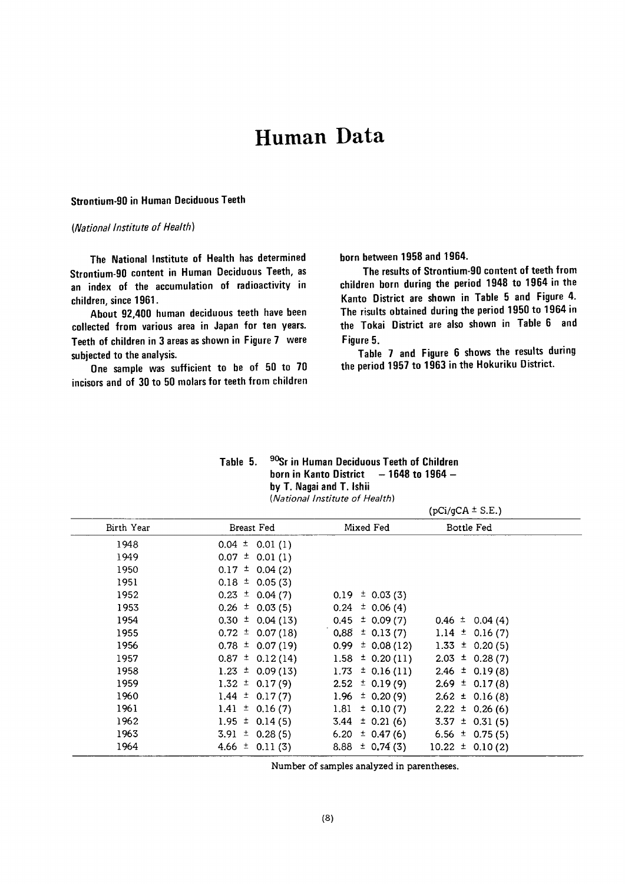# Human Data

### Strontium-90 in Human Deciduous Teeth

*(National Institute of Health)*

The National Institute of Health has determined Strontium-90 content in Human Deciduous Teeth, as an index of the accumulation of radioactivity in children, since 1961.

About 92,400 human deciduous teeth have been collected from various area in Japan for ten years. Teeth of children in 3 areas as shown in Figure 7 were subjected to the analysis.

One sample was sufficient to be of 50 to 70 incisors and of 30 to 50 molars for teeth from children born between 1958 and 1964.

The results of Strontium-90 content of teeth from children born during the period 1948 to 1964 in the Kanto District are shown in Table 5 and Figure 4. The risults obtained during the period 1950 to 1964 in the Tokai District are also shown in Table 6 and Figure 5.

Table 7 and Figure 6 shows the results during the period 1957 to 1963 in the Hokuriku District.

**Table 5. $^{90}Sr$ in Human Deciduous Teeth of Children born in Kanto District — 1648 to 1964 — by T. Nagai and T. Ishii**
*(National Institute of Health)*

(pCi/gCA ± S.E.)

| Birth Year | Breast Fed | Mixed Fed | Bottle Fed |
|---|---|---|---|
| 1948 | 0.04 ± 0.01 (1) | | |
| 1949 | 0.07 ± 0.01 (1) | | |
| 1950 | 0.17 ± 0.04 (2) | | |
| 1951 | 0.18 ± 0.05 (3) | | |
| 1952 | 0.23 ± 0.04 (7) | 0.19 ± 0.03 (3) | |
| 1953 | 0.26 ± 0.03 (5) | 0.24 ± 0.06 (4) | |
| 1954 | 0.30 ± 0.04 (13) | 0.45 ± 0.09 (7) | 0.46 ± 0.04 (4) |
| 1955 | 0.72 ± 0.07 (18) | 0.88 ± 0.13 (7) | 1.14 ± 0.16 (7) |
| 1956 | 0.78 ± 0.07 (19) | 0.99 ± 0.08 (12) | 1.33 ± 0.20 (5) |
| 1957 | 0.87 ± 0.12 (14) | 1.58 ± 0.20 (11) | 2.03 ± 0.28 (7) |
| 1958 | 1.23 ± 0.09 (13) | 1.73 ± 0.16 (11) | 2.46 ± 0.19 (8) |
| 1959 | 1.32 ± 0.17 (9) | 2.52 ± 0.19 (9) | 2.69 ± 0.17 (8) |
| 1960 | 1.44 ± 0.17 (7) | 1.96 ± 0.20 (9) | 2.62 ± 0.16 (8) |
| 1961 | 1.41 ± 0.16 (7) | 1.81 ± 0.10 (7) | 2.22 ± 0.26 (6) |
| 1962 | 1.95 ± 0.14 (5) | 3.44 ± 0.21 (6) | 3.37 ± 0.31 (5) |
| 1963 | 3.91 ± 0.28 (5) | 6.20 ± 0.47 (6) | 6.56 ± 0.75 (5) |
| 1964 | 4.66 ± 0.11 (3) | 8.88 ± 0.74 (3) | 10.22 ± 0.10 (2) |

Number of samples analyzed in parentheses.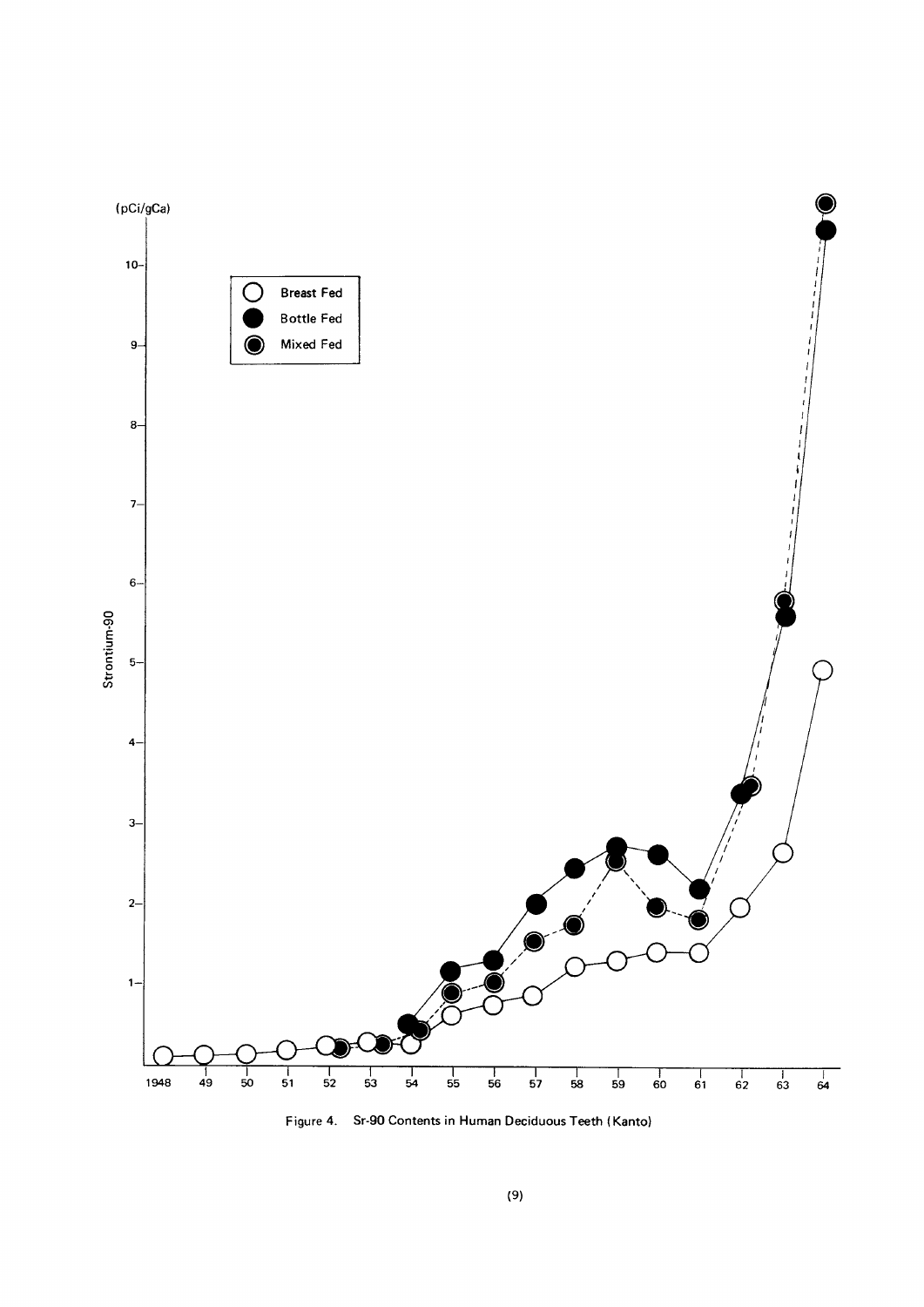Figure 4. Sr-90 Contents in Human Deciduous Teeth (Kanto)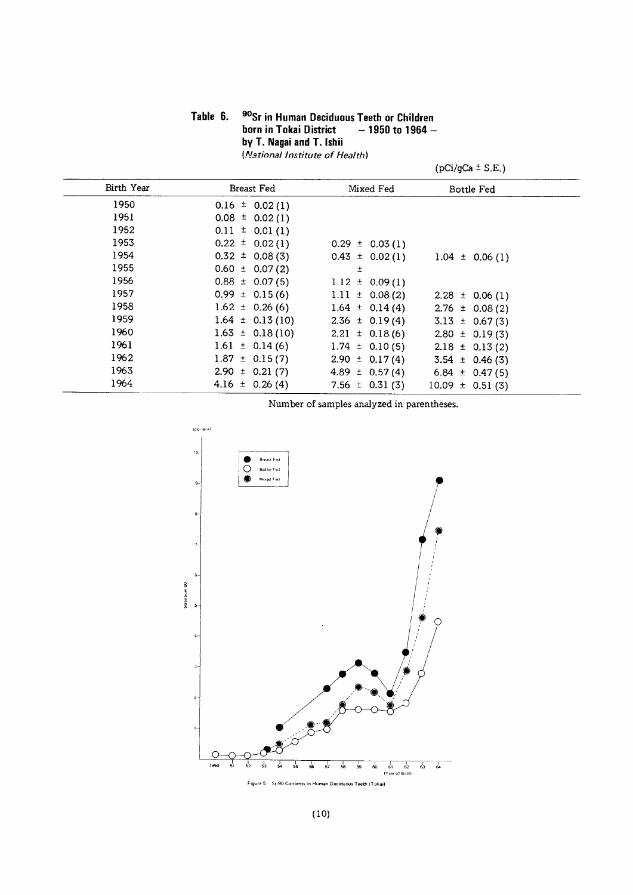**Table 6. $^{90}$Sr in Human Deciduous Teeth or Children born in Tokai District — 1950 to 1964 — by T. Nagai and T. Ishii**
*(National Institute of Health)*

(pCi/gCa ± S.E.)

| Birth Year | Breast Fed | Mixed Fed | Bottle Fed |
|---|---|---|---|
| 1950 | 0.16 ± 0.02 (1) | | |
| 1951 | 0.08 ± 0.02 (1) | | |
| 1952 | 0.11 ± 0.01 (1) | | |
| 1953 | 0.22 ± 0.02 (1) | 0.29 ± 0.03 (1) | |
| 1954 | 0.32 ± 0.08 (3) | 0.43 ± 0.02 (1) | 1.04 ± 0.06 (1) |
| 1955 | 0.60 ± 0.07 (2) | ± | |
| 1956 | 0.88 ± 0.07 (5) | 1.12 ± 0.09 (1) | |
| 1957 | 0.99 ± 0.15 (6) | 1.11 ± 0.08 (2) | 2.28 ± 0.06 (1) |
| 1958 | 1.62 ± 0.26 (6) | 1.64 ± 0.14 (4) | 2.76 ± 0.08 (2) |
| 1959 | 1.64 ± 0.13 (10) | 2.36 ± 0.19 (4) | 3.13 ± 0.67 (3) |
| 1960 | 1.63 ± 0.18 (10) | 2.21 ± 0.18 (6) | 2.80 ± 0.19 (3) |
| 1961 | 1.61 ± 0.14 (6) | 1.74 ± 0.10 (5) | 2.18 ± 0.13 (2) |
| 1962 | 1.87 ± 0.15 (7) | 2.90 ± 0.17 (4) | 3.54 ± 0.46 (3) |
| 1963 | 2.90 ± 0.21 (7) | 4.89 ± 0.57 (4) | 6.84 ± 0.47 (5) |
| 1964 | 4.16 ± 0.26 (4) | 7.56 ± 0.31 (3) | 10.09 ± 0.51 (3) |

Number of samples analyzed in parentheses.

Figure 5 Sr-90 Contents in Human Deciduous Teeth (Tokai)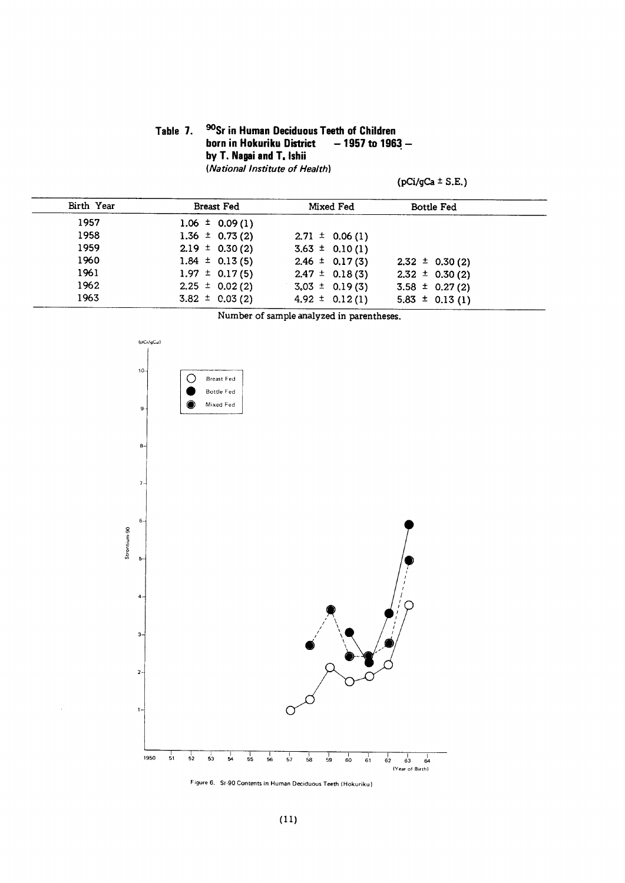**Table 7. $^{90}Sr$ in Human Deciduous Teeth of Children born in Hokuriku District — 1957 to 1963 — by T. Nagai and T. Ishii**
*(National Institute of Health)*

(pCi/gCa ± S.E.)

| Birth Year | Breast Fed | Mixed Fed | Bottle Fed |
|---|---|---|---|
| 1957 | 1.06 ± 0.09 (1) | | |
| 1958 | 1.36 ± 0.73 (2) | 2.71 ± 0.06 (1) | |
| 1959 | 2.19 ± 0.30 (2) | 3.63 ± 0.10 (1) | |
| 1960 | 1.84 ± 0.13 (5) | 2.46 ± 0.17 (3) | 2.32 ± 0.30 (2) |
| 1961 | 1.97 ± 0.17 (5) | 2.47 ± 0.18 (3) | 2.32 ± 0.30 (2) |
| 1962 | 2.25 ± 0.02 (2) | 3.03 ± 0.19 (3) | 3.58 ± 0.27 (2) |
| 1963 | 3.82 ± 0.03 (2) | 4.92 ± 0.12 (1) | 5.83 ± 0.13 (1) |

Number of sample analyzed in parentheses.

Figure 6. Sr-90 Contents in Human Deciduous Teeth (Hokuriku)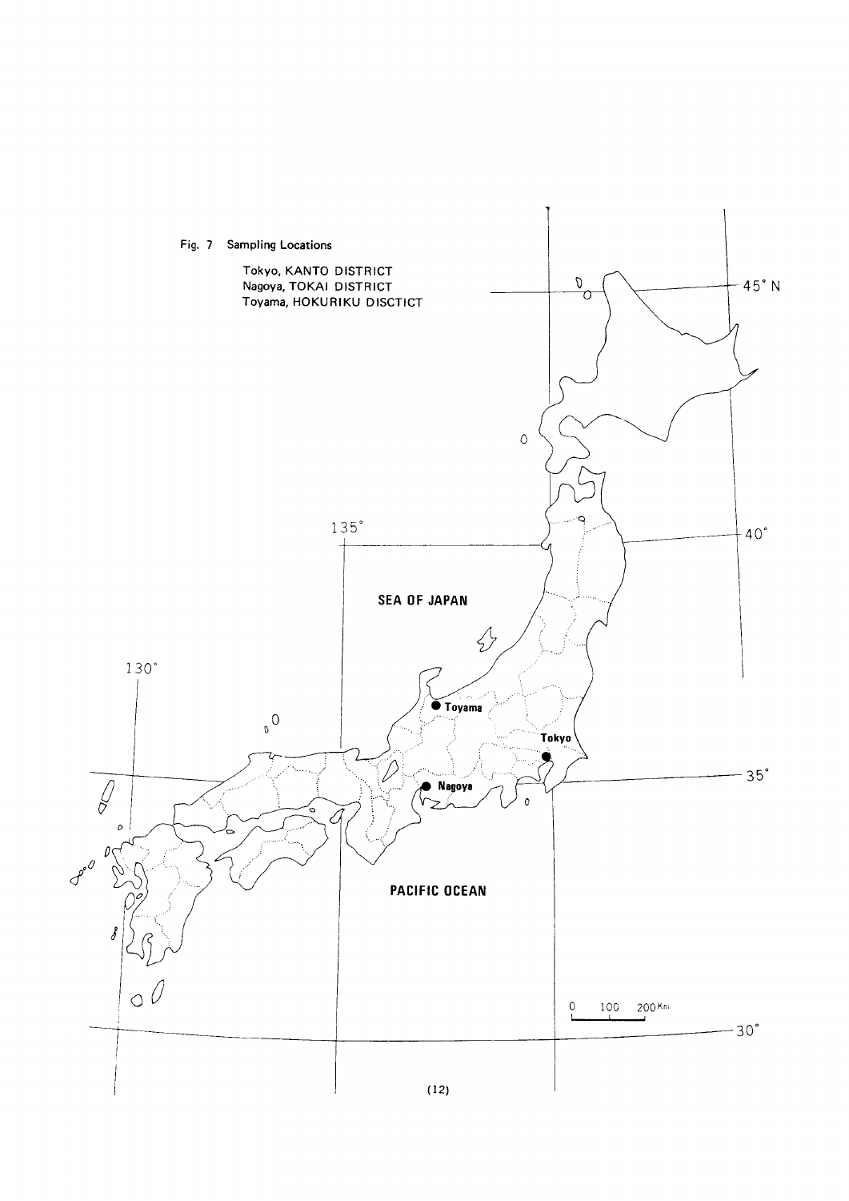Fig. 7 Sampling Locations

Tokyo, KANTO DISTRICT
Nagoya, TOKAI DISTRICT
Toyama, HOKURIKU DISCTICT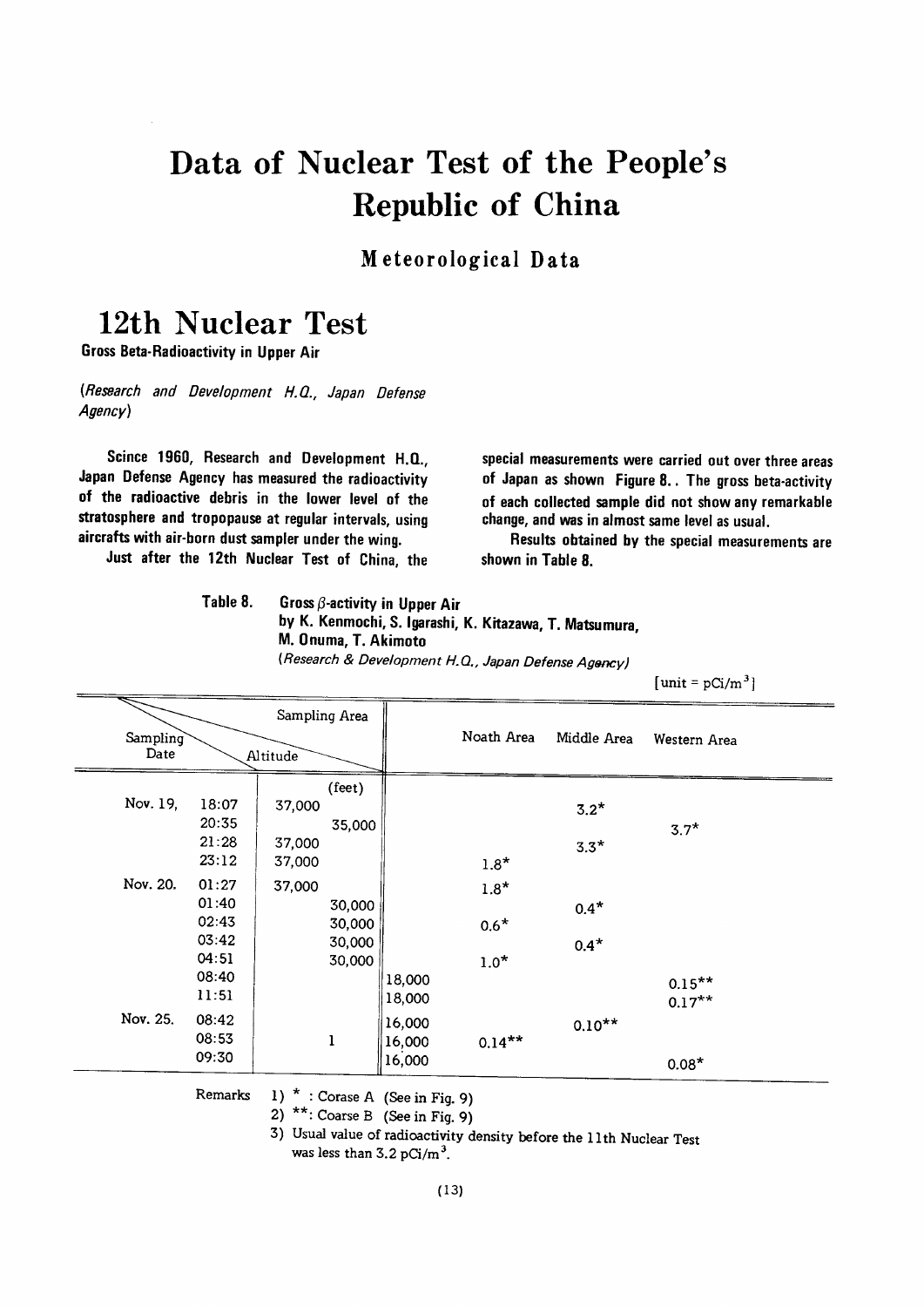# Data of Nuclear Test of the People's Republic of China

## Meteorological Data

# 12th Nuclear Test

**Gross Beta-Radioactivity in Upper Air**

*(Research and Development H.Q., Japan Defense Agency)*

Scince 1960, Research and Development H.Q., Japan Defense Agency has measured the radioactivity of the radioactive debris in the lower level of the stratosphere and tropopause at regular intervals, using aircrafts with air-born dust sampler under the wing.

Just after the 12th Nuclear Test of China, the special measurements were carried out over three areas of Japan as shown Figure 8.. The gross beta-activity of each collected sample did not show any remarkable change, and was in almost same level as usual.

Results obtained by the special measurements are shown in Table 8.

**Table 8. Gross $\beta$-activity in Upper Air**
**by K. Kenmochi, S. Igarashi, K. Kitazawa, T. Matsumura, M. Onuma, T. Akimoto**
*(Research & Development H.Q., Japan Defense Agency)*

[unit = pCi/m$^3$]

| Sampling Date | | Altitude (feet) | Noath Area | Middle Area | Western Area |
|---|---|---|---|---|---|
| Nov. 19, | 18:07 | 37,000 | | 3.2* | |
| | 20:35 | 35,000 | | | 3.7* |
| | 21:28 | 37,000 | | 3.3* | |
| | 23:12 | 37,000 | 1.8* | | |
| Nov. 20. | 01:27 | 37,000 | 1.8* | | |
| | 01:40 | 30,000 | | 0.4* | |
| | 02:43 | 30,000 | 0.6* | | |
| | 03:42 | 30,000 | | 0.4* | |
| | 04:51 | 30,000 | 1.0* | | |
| | 08:40 | 18,000 | | | 0.15** |
| | 11:51 | 18,000 | | | 0.17** |
| Nov. 25. | 08:42 | 16,000 | | 0.10** | |
| | 08:53 | 16,000 | 0.14** | | |
| | 09:30 | 16,000 | | | 0.08* |

Remarks
1) * : Corase A (See in Fig. 9)
2) **: Coarse B (See in Fig. 9)
3) Usual value of radioactivity density before the 11th Nuclear Test was less than 3.2 pCi/m$^3$.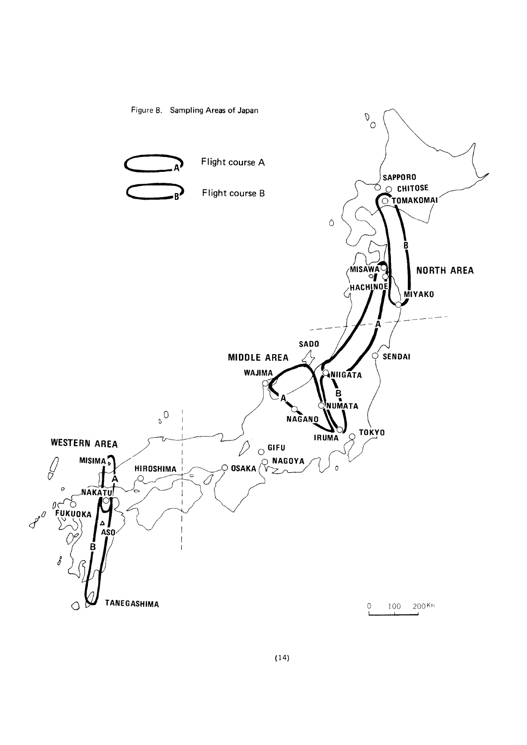Figure 8. Sampling Areas of Japan

Flight course A

Flight course B

NORTH AREA

MIDDLE AREA

WESTERN AREA

SAPPORO, CHITOSE, TOMAKOMAI, MISAWA, HACHINOE, MIYAKO, SADO, SENDAI, WAJIMA, NIIGATA, NUMATA, NAGANO, IRUMA, TOKYO, GIFU, NAGOYA, OSAKA, HIROSHIMA, MISIMA, NAKATU, FUKUOKA, ASO, TANEGASHIMA

0 100 200 Km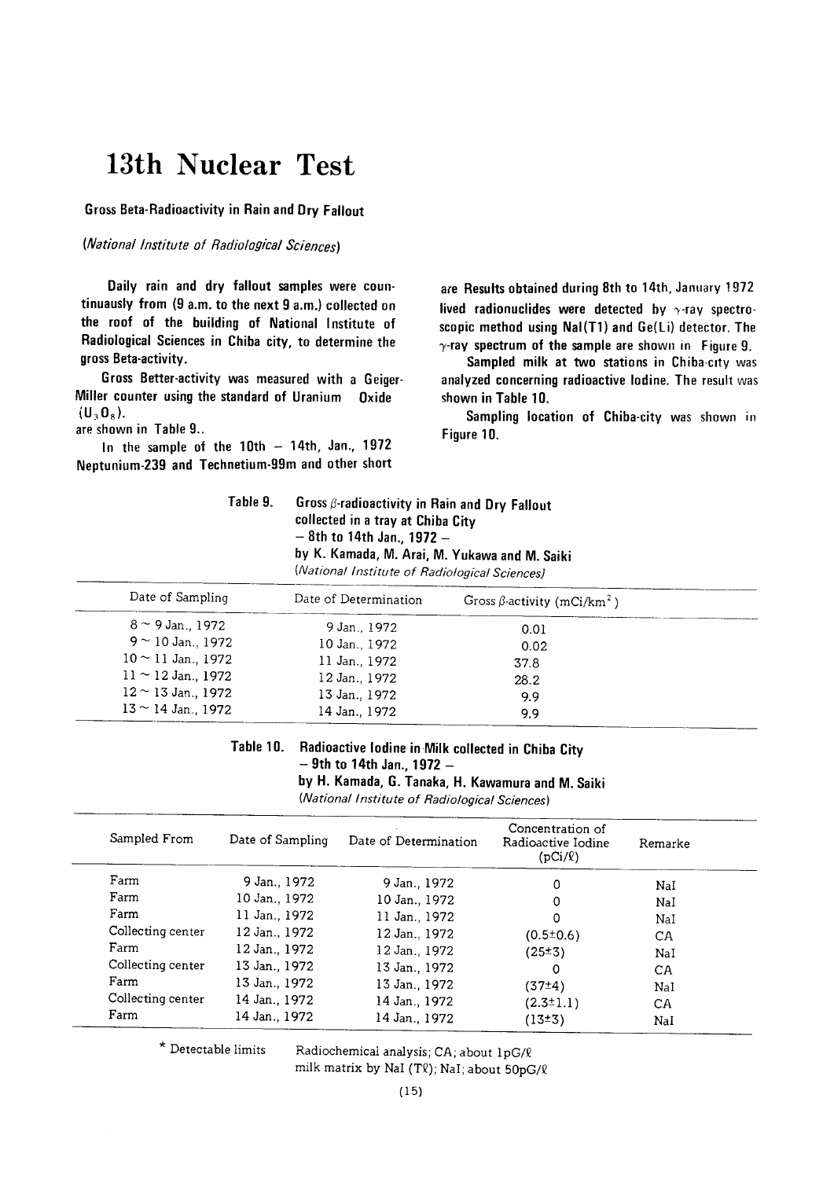# 13th Nuclear Test

## Gross Beta-Radioactivity in Rain and Dry Fallout

*(National Institute of Radiological Sciences)*

**Daily rain and dry fallout samples were countinuasly from (9 a.m. to the next 9 a.m.) collected on the roof of the building of National Institute of Radiological Sciences in Chiba city, to determine the gross Beta-activity.**

**Gross Better-activity was measured with a Geiger-Miller counter using the standard of Uranium Oxide ($U_3O_8$).**

**are shown in Table 9..**

**In the sample of the 10th – 14th, Jan., 1972 Neptunium-239 and Technetium-99m and other short are Results obtained during 8th to 14th, January 1972 lived radionuclides were detected by γ-ray spectroscopic method using NaI(T1) and Ge(Li) detector. The γ-ray spectrum of the sample are shown in Figure 9.**

**Sampled milk at two stations in Chiba-city was analyzed concerning radioactive Iodine. The result was shown in Table 10.**

**Sampling location of Chiba-city was shown in Figure 10.**

**Table 9. Gross β-radioactivity in Rain and Dry Fallout collected in a tray at Chiba City – 8th to 14th Jan., 1972 – by K. Kamada, M. Arai, M. Yukawa and M. Saiki** *(National Institute of Radiological Sciences)*

| Date of Sampling | Date of Determination | Gross β-activity ($mCi/km^2$) |
|---|---|---|
| 8 ~ 9 Jan., 1972 | 9 Jan., 1972 | 0.01 |
| 9 ~ 10 Jan., 1972 | 10 Jan., 1972 | 0.02 |
| 10 ~ 11 Jan., 1972 | 11 Jan., 1972 | 37.8 |
| 11 ~ 12 Jan., 1972 | 12 Jan., 1972 | 28.2 |
| 12 ~ 13 Jan., 1972 | 13 Jan., 1972 | 9.9 |
| 13 ~ 14 Jan., 1972 | 14 Jan., 1972 | 9.9 |

**Table 10. Radioactive Iodine in Milk collected in Chiba City – 9th to 14th Jan., 1972 – by H. Kamada, G. Tanaka, H. Kawamura and M. Saiki** *(National Institute of Radiological Sciences)*

| Sampled From | Date of Sampling | Date of Determination | Concentration of Radioactive Iodine (pCi/ℓ) | Remarke |
|---|---|---|---|---|
| Farm | 9 Jan., 1972 | 9 Jan., 1972 | 0 | NaI |
| Farm | 10 Jan., 1972 | 10 Jan., 1972 | 0 | NaI |
| Farm | 11 Jan., 1972 | 11 Jan., 1972 | 0 | NaI |
| Collecting center | 12 Jan., 1972 | 12 Jan., 1972 | (0.5±0.6) | CA |
| Farm | 12 Jan., 1972 | 12 Jan., 1972 | (25±3) | NaI |
| Collecting center | 13 Jan., 1972 | 13 Jan., 1972 | 0 | CA |
| Farm | 13 Jan., 1972 | 13 Jan., 1972 | (37±4) | NaI |
| Collecting center | 14 Jan., 1972 | 14 Jan., 1972 | (2.3±1.1) | CA |
| Farm | 14 Jan., 1972 | 14 Jan., 1972 | (13±3) | NaI |

* Detectable limits Radiochemical analysis; CA; about 1pG/ℓ
milk matrix by NaI (Tℓ); NaI; about 50pG/ℓ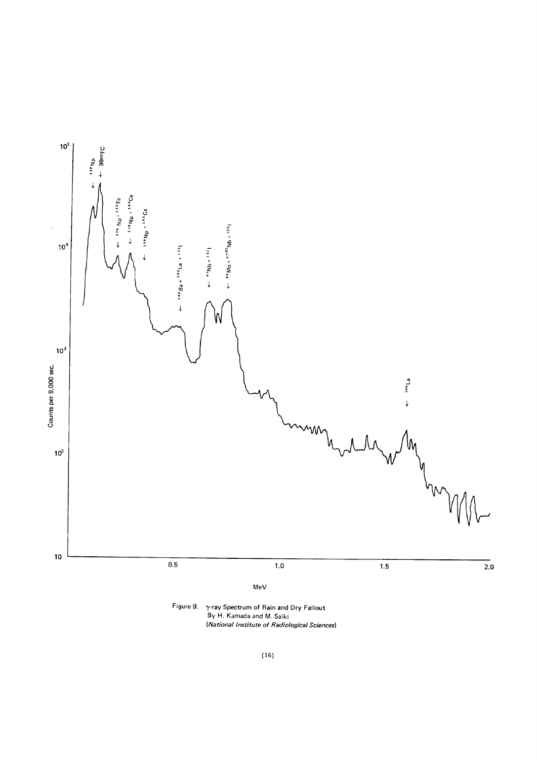Figure 9. γ-ray Spectrum of Rain and Dry Fallout
By H. Kamada and M. Saiki
*(National Institute of Radiological Sciences)*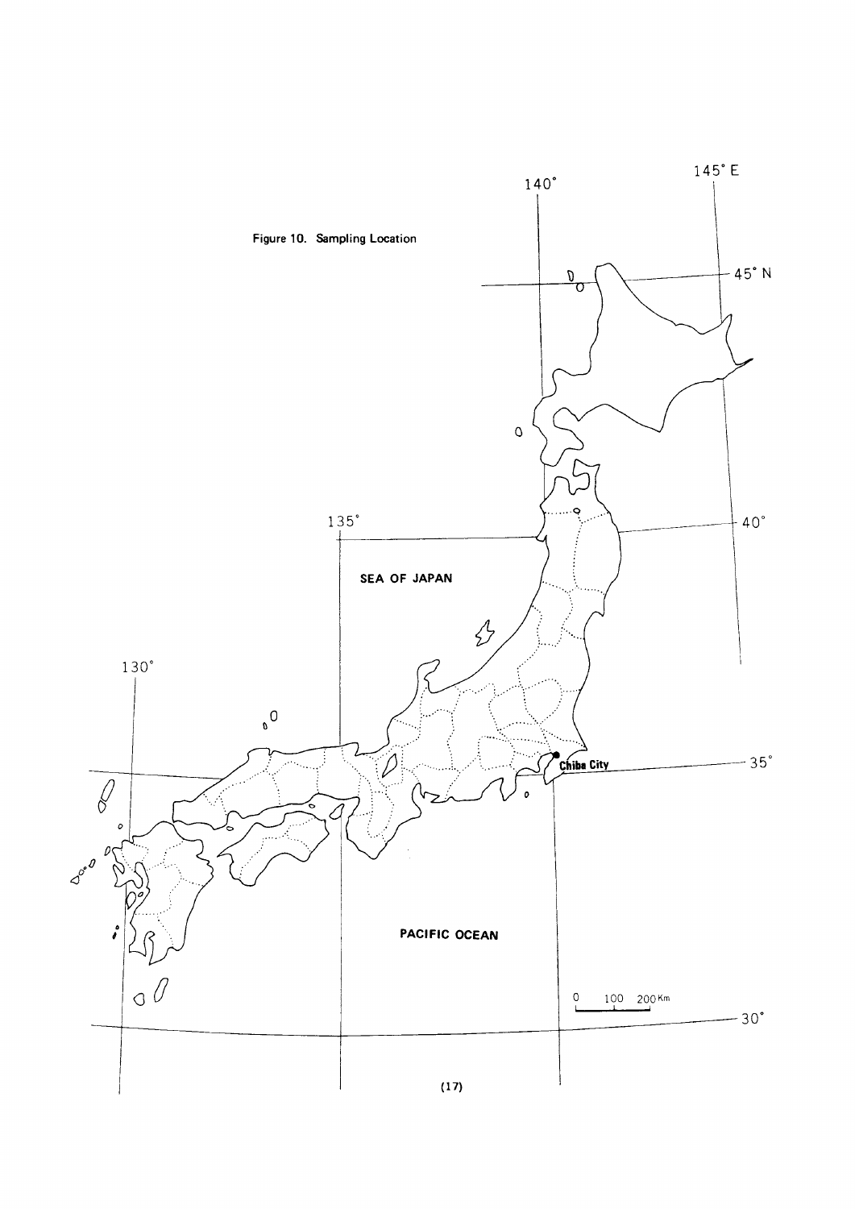Figure 10. Sampling Location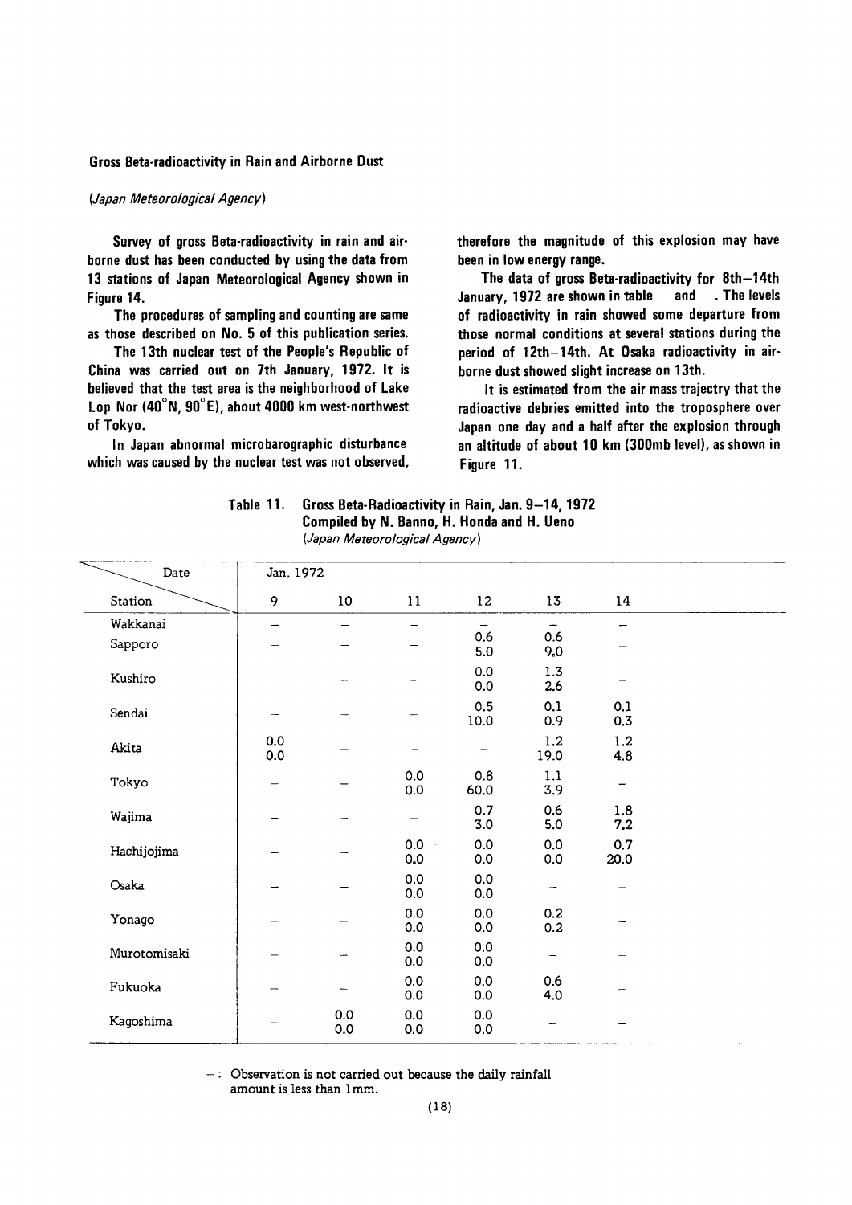## Gross Beta-radioactivity in Rain and Airborne Dust

*(Japan Meteorological Agency)*

Survey of gross Beta-radioactivity in rain and airborne dust has been conducted by using the data from 13 stations of Japan Meteorological Agency shown in Figure 14.

The procedures of sampling and counting are same as those described on No. 5 of this publication series.

The 13th nuclear test of the People's Republic of China was carried out on 7th January, 1972. It is believed that the test area is the neighborhood of Lake Lop Nor (40°N, 90°E), about 4000 km west-northwest of Tokyo.

In Japan abnormal microbarographic disturbance which was caused by the nuclear test was not observed, therefore the magnitude of this explosion may have been in low energy range.

The data of gross Beta-radioactivity for 8th–14th January, 1972 are shown in table and . The levels of radioactivity in rain showed some departure from those normal conditions at several stations during the period of 12th–14th. At Osaka radioactivity in airborne dust showed slight increase on 13th.

It is estimated from the air mass trajectry that the radioactive debries emitted into the troposphere over Japan one day and a half after the explosion through an altitude of about 10 km (300mb level), as shown in Figure 11.

**Table 11. Gross Beta-Radioactivity in Rain, Jan. 9–14, 1972**
**Compiled by N. Banno, H. Honda and H. Ueno**
*(Japan Meteorological Agency)*

| Date / Station | Jan. 1972 9 | 10 | 11 | 12 | 13 | 14 |
|---|---|---|---|---|---|---|
| Wakkanai | – | – | – | – | – | – |
| Sapporo | – | – | – | 0.6<br>5.0 | 0.6<br>9.0 | – |
| Kushiro | – | – | – | 0.0<br>0.0 | 1.3<br>2.6 | – |
| Sendai | – | – | – | 0.5<br>10.0 | 0.1<br>0.9 | 0.1<br>0.3 |
| Akita | 0.0<br>0.0 | – | – | – | 1.2<br>19.0 | 1.2<br>4.8 |
| Tokyo | – | – | 0.0<br>0.0 | 0.8<br>60.0 | 1.1<br>3.9 | – |
| Wajima | – | – | – | 0.7<br>3.0 | 0.6<br>5.0 | 1.8<br>7.2 |
| Hachijojima | – | – | 0.0<br>0.0 | 0.0<br>0.0 | 0.0<br>0.0 | 0.7<br>20.0 |
| Osaka | – | – | 0.0<br>0.0 | 0.0<br>0.0 | – | – |
| Yonago | – | – | 0.0<br>0.0 | 0.0<br>0.0 | 0.2<br>0.2 | – |
| Murotomisaki | – | – | 0.0<br>0.0 | 0.0<br>0.0 | – | – |
| Fukuoka | – | – | 0.0<br>0.0 | 0.0<br>0.0 | 0.6<br>4.0 | – |
| Kagoshima | – | 0.0<br>0.0 | 0.0<br>0.0 | 0.0<br>0.0 | – | – |

–: Observation is not carried out because the daily rainfall amount is less than 1mm.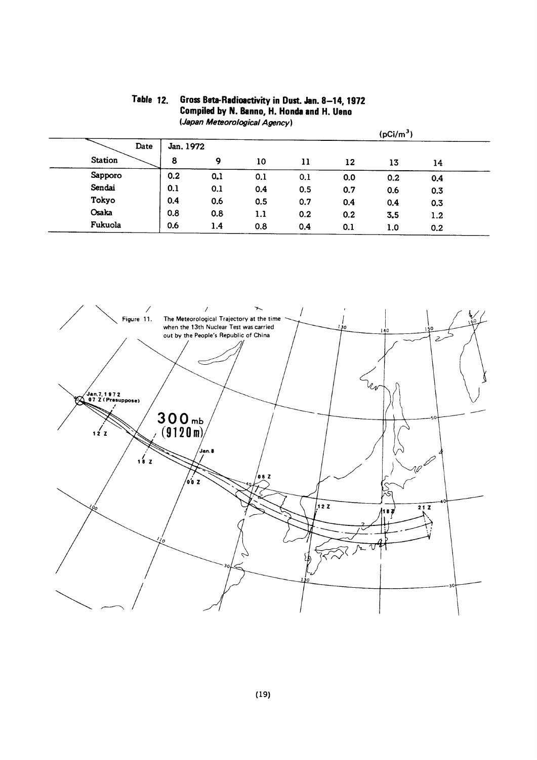**Table 12. Gross Beta-Radioactivity in Dust. Jan. 8–14, 1972**
**Compiled by N. Banno, H. Honda and H. Ueno**
*(Japan Meteorological Agency)*

($pCi/m^3$)

| Station \ Date | Jan. 1972 8 | 9 | 10 | 11 | 12 | 13 | 14 |
|---|---|---|---|---|---|---|---|
| Sapporo | 0.2 | 0.1 | 0.1 | 0.1 | 0.0 | 0.2 | 0.4 |
| Sendai | 0.1 | 0.1 | 0.4 | 0.5 | 0.7 | 0.6 | 0.3 |
| Tokyo | 0.4 | 0.6 | 0.5 | 0.7 | 0.4 | 0.4 | 0.3 |
| Osaka | 0.8 | 0.8 | 1.1 | 0.2 | 0.2 | 3.5 | 1.2 |
| Fukuola | 0.6 | 1.4 | 0.8 | 0.4 | 0.1 | 1.0 | 0.2 |

Figure 11. The Meteorological Trajectory at the time when the 13th Nuclear Test was carried out by the People's Republic of China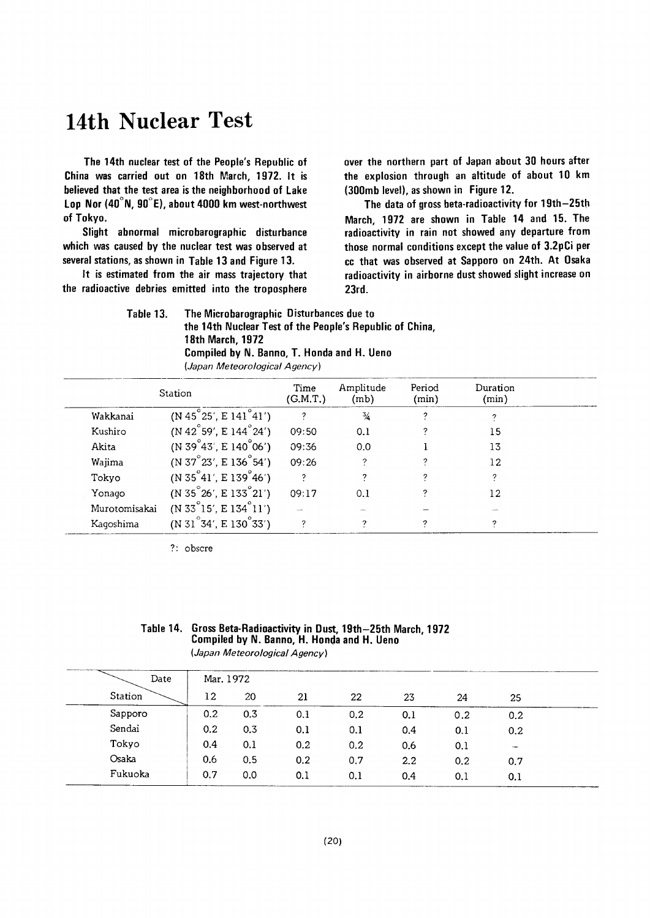# 14th Nuclear Test

The 14th nuclear test of the People's Republic of China was carried out on 18th March, 1972. It is believed that the test area is the neighborhood of Lake Lop Nor (40°N, 90°E), about 4000 km west-northwest of Tokyo.

Slight abnormal microbarographic disturbance which was caused by the nuclear test was observed at several stations, as shown in Table 13 and Figure 13.

It is estimated from the air mass trajectory that the radioactive debries emitted into the troposphere over the northern part of Japan about 30 hours after the explosion through an altitude of about 10 km (300mb level), as shown in Figure 12.

The data of gross beta-radioactivity for 19th–25th March, 1972 are shown in Table 14 and 15. The radioactivity in rain not showed any departure from those normal conditions except the value of 3.2pCi per cc that was observed at Sapporo on 24th. At Osaka radioactivity in airborne dust showed slight increase on 23rd.

Table 13. The Microbarographic Disturbances due to the 14th Nuclear Test of the People's Republic of China, 18th March, 1972
Compiled by N. Banno, T. Honda and H. Ueno
*(Japan Meteorological Agency)*

| Station | | Time (G.M.T.) | Amplitude (mb) | Period (min) | Duration (min) |
|---|---|---|---|---|---|
| Wakkanai | (N 45°25', E 141°41') | ? | ¾ | ? | ? |
| Kushiro | (N 42°59', E 144°24') | 09:50 | 0.1 | ? | 15 |
| Akita | (N 39°43', E 140°06') | 09:36 | 0.0 | 1 | 13 |
| Wajima | (N 37°23', E 136°54') | 09:26 | ? | ? | 12 |
| Tokyo | (N 35°41', E 139°46') | ? | ? | ? | ? |
| Yonago | (N 35°26', E 133°21') | 09:17 | 0.1 | ? | 12 |
| Murotomisakai | (N 33°15', E 134°11') | – | – | – | – |
| Kagoshima | (N 31°34', E 130°33') | ? | ? | ? | ? |

?: obscre

Table 14. Gross Beta-Radioactivity in Dust, 19th–25th March, 1972
Compiled by N. Banno, H. Honda and H. Ueno
*(Japan Meteorological Agency)*

| Station \ Date | Mar. 1972 12 | 20 | 21 | 22 | 23 | 24 | 25 |
|---|---|---|---|---|---|---|---|
| Sapporo | 0.2 | 0.3 | 0.1 | 0.2 | 0.1 | 0.2 | 0.2 |
| Sendai | 0.2 | 0.3 | 0.1 | 0.1 | 0.4 | 0.1 | 0.2 |
| Tokyo | 0.4 | 0.1 | 0.2 | 0.2 | 0.6 | 0.1 | – |
| Osaka | 0.6 | 0.5 | 0.2 | 0.7 | 2.2 | 0.2 | 0.7 |
| Fukuoka | 0.7 | 0.0 | 0.1 | 0.1 | 0.4 | 0.1 | 0.1 |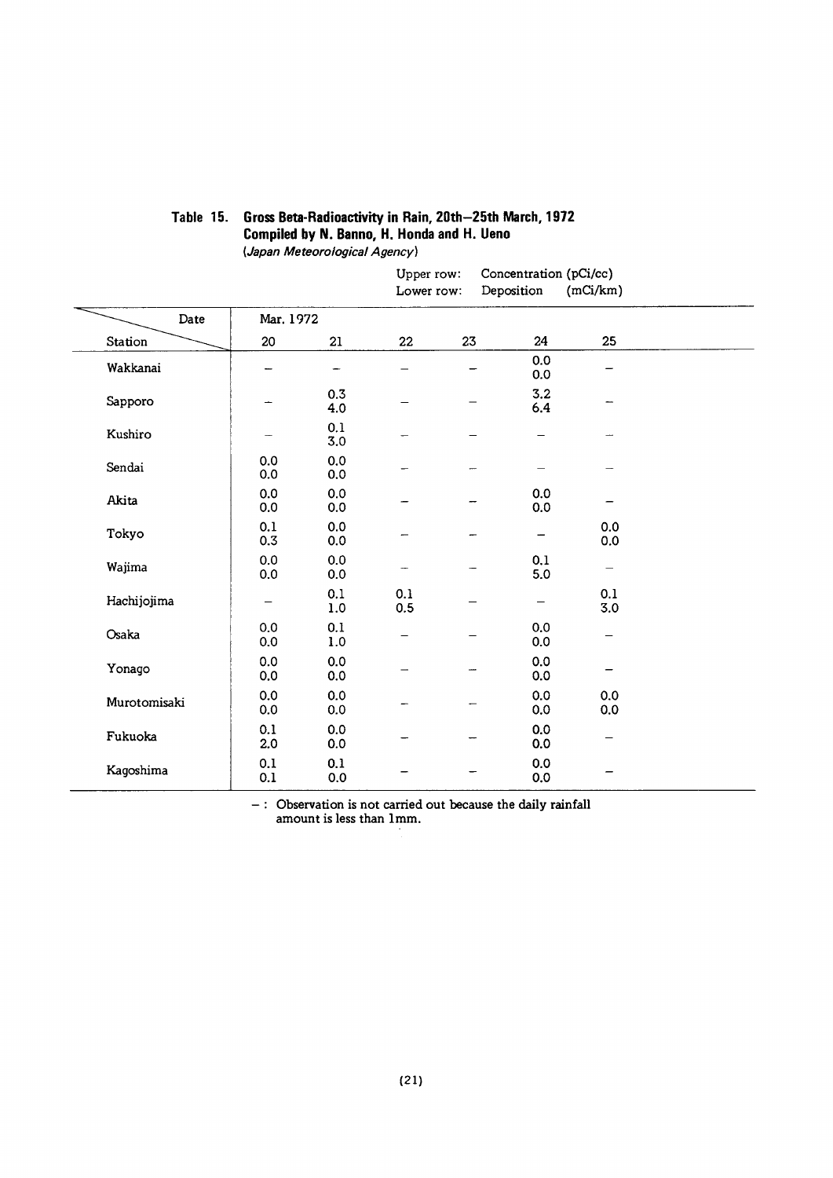## Table 15. Gross Beta-Radioactivity in Rain, 20th–25th March, 1972
**Compiled by N. Banno, H. Honda and H. Ueno**
*(Japan Meteorological Agency)*

Upper row: Concentration (pCi/cc)
Lower row: Deposition (mCi/km)

| Station \ Date | Mar. 1972 20 | 21 | 22 | 23 | 24 | 25 |
|---|---|---|---|---|---|---|
| Wakkanai | – | – | – | – | 0.0<br>0.0 | – |
| Sapporo | – | 0.3<br>4.0 | – | – | 3.2<br>6.4 | – |
| Kushiro | – | 0.1<br>3.0 | – | – | – | – |
| Sendai | 0.0<br>0.0 | 0.0<br>0.0 | – | – | – | – |
| Akita | 0.0<br>0.0 | 0.0<br>0.0 | – | – | 0.0<br>0.0 | – |
| Tokyo | 0.1<br>0.3 | 0.0<br>0.0 | – | – | – | 0.0<br>0.0 |
| Wajima | 0.0<br>0.0 | 0.0<br>0.0 | – | – | 0.1<br>5.0 | – |
| Hachijojima | – | 0.1<br>1.0 | 0.1<br>0.5 | – | – | 0.1<br>3.0 |
| Osaka | 0.0<br>0.0 | 0.1<br>1.0 | – | – | 0.0<br>0.0 | – |
| Yonago | 0.0<br>0.0 | 0.0<br>0.0 | – | – | 0.0<br>0.0 | – |
| Murotomisaki | 0.0<br>0.0 | 0.0<br>0.0 | – | – | 0.0<br>0.0 | 0.0<br>0.0 |
| Fukuoka | 0.1<br>2.0 | 0.0<br>0.0 | – | – | 0.0<br>0.0 | – |
| Kagoshima | 0.1<br>0.1 | 0.1<br>0.0 | – | – | 0.0<br>0.0 | – |

– : Observation is not carried out because the daily rainfall amount is less than 1mm.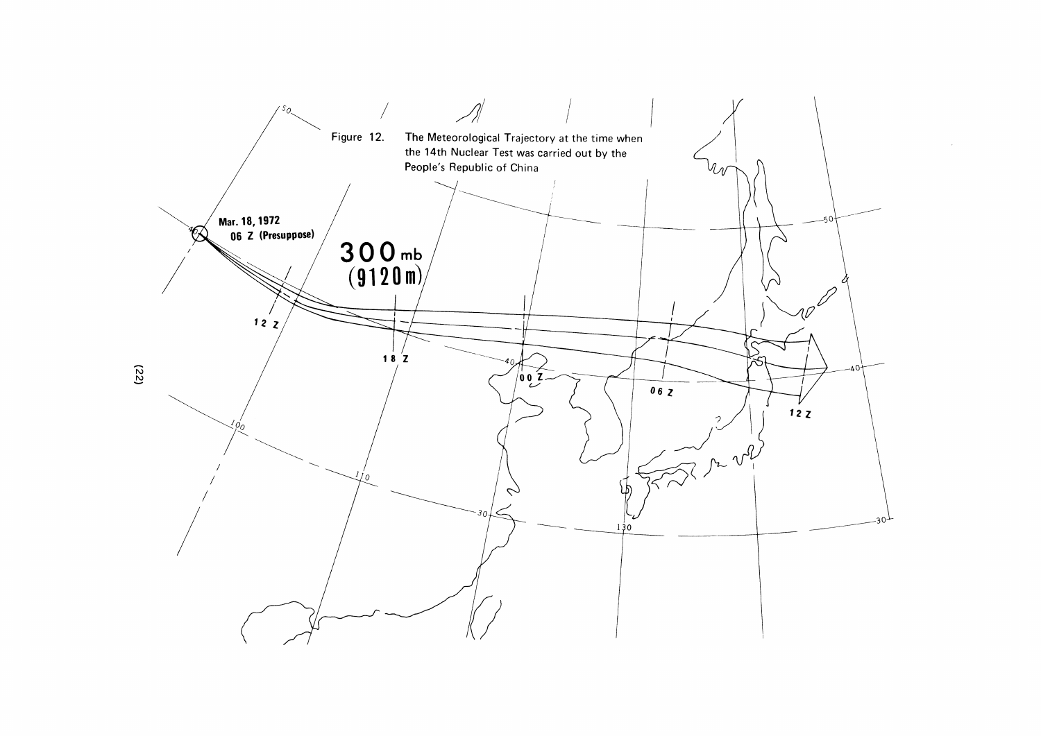Figure 12. The Meteorological Trajectory at the time when the 14th Nuclear Test was carried out by the People's Republic of China

Mar. 18, 1972
06 Z (Presuppose)

300 mb
(9120 m)

12 Z

18 Z

00 Z

06 Z

12 Z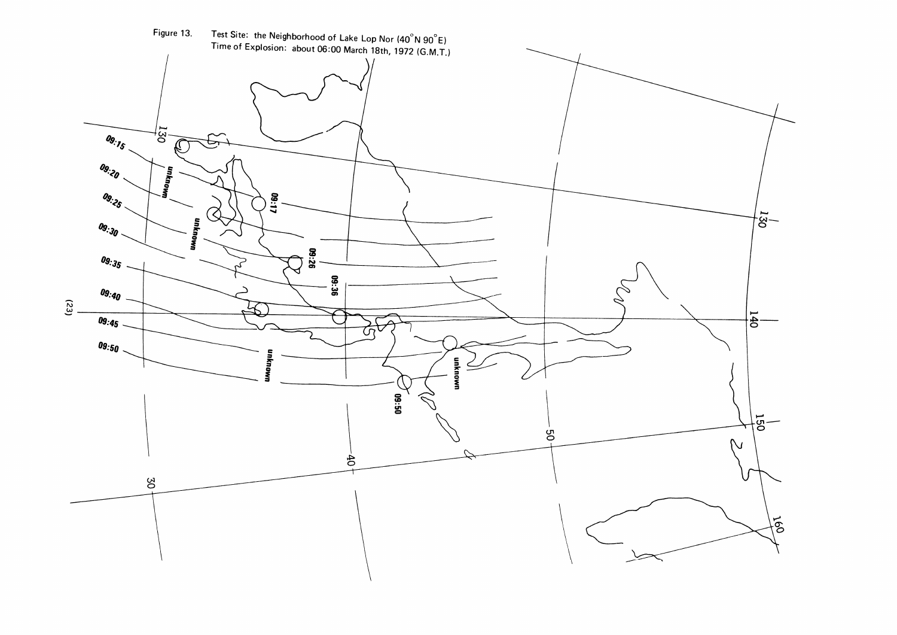Figure 13. Test Site: the Neighborhood of Lake Lop Nor (40°N 90°E)
Time of Explosion: about 06:00 March 18th, 1972 (G.M.T.)

09:15

09:20

09:25

09:30

09:35

09:40

09:45

09:50

unknown

unknown

09:17

09:26

09:36

unknown

unknown

09:50

130

130

140

150

160

30

40

50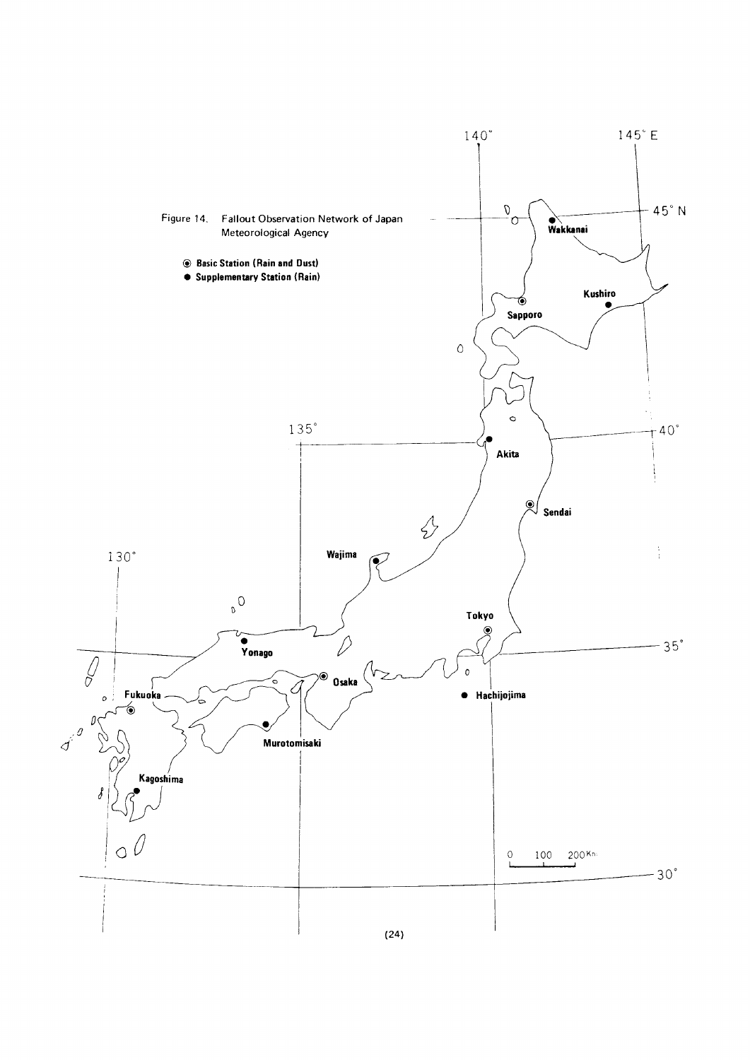Figure 14. Fallout Observation Network of Japan Meteorological Agency

◉ Basic Station (Rain and Dust)

● Supplementary Station (Rain)

140°

145° E

45° N

40°

35°

30°

135°

130°

Wakkanai

Sapporo

Kushiro

Akita

Sendai

Wajima

Tokyo

Hachijojima

Yonago

Osaka

Fukuoka

Murotomisaki

Kagoshima

0 100 200Km